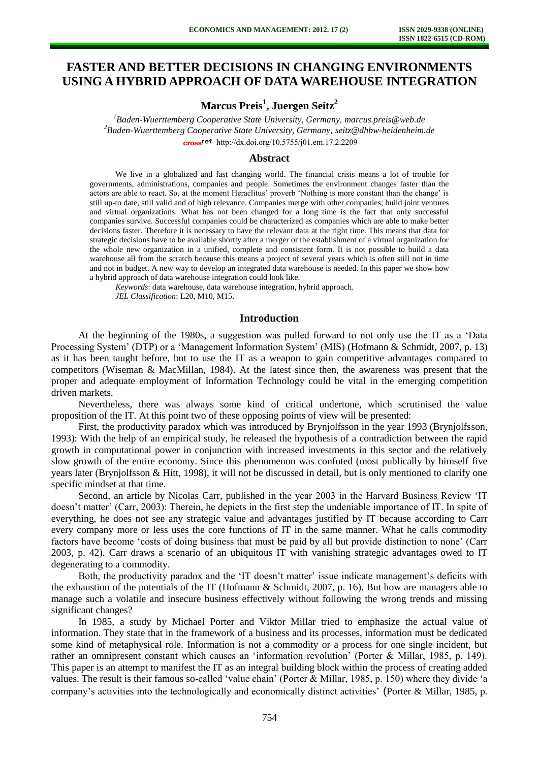# FASTER AND BETTER DECISIONS IN CHANGING ENVIRONMENTS USING A HYBRID APPROACH OF DATA WAREHOUSE INTEGRATION

**Marcus Preis[1], Juergen Seitz[2]**

[1]*Baden-Wuerttemberg Cooperative State University, Germany, marcus.preis@web.de*
[2]*Baden-Wuerttemberg Cooperative State University, Germany, seitz@dhbw-heidenheim.de*

http://dx.doi.org/10.5755/j01.em.17.2.2209

## Abstract

We live in a globalized and fast changing world. The financial crisis means a lot of trouble for governments, administrations, companies and people. Sometimes the environment changes faster than the actors are able to react. So, at the moment Heraclitus' proverb 'Nothing is more constant than the change' is still up-to date, still valid and of high relevance. Companies merge with other companies; build joint ventures and virtual organizations. What has not been changed for a long time is the fact that only successful companies survive. Successful companies could be characterized as companies which are able to make better decisions faster. Therefore it is necessary to have the relevant data at the right time. This means that data for strategic decisions have to be available shortly after a merger or the establishment of a virtual organization for the whole new organization in a unified, complete and consistent form. It is not possible to build a data warehouse all from the scratch because this means a project of several years which is often still not in time and not in budget. A new way to develop an integrated data warehouse is needed. In this paper we show how a hybrid approach of data warehouse integration could look like.

*Keywords*: data warehouse, data warehouse integration, hybrid approach.

*JEL Classification*: L20, M10, M15.

## Introduction

At the beginning of the 1980s, a suggestion was pulled forward to not only use the IT as a 'Data Processing System' (DTP) or a 'Management Information System' (MIS) (Hofmann & Schmidt, 2007, p. 13) as it has been taught before, but to use the IT as a weapon to gain competitive advantages compared to competitors (Wiseman & MacMillan, 1984). At the latest since then, the awareness was present that the proper and adequate employment of Information Technology could be vital in the emerging competition driven markets.

Nevertheless, there was always some kind of critical undertone, which scrutinised the value proposition of the IT. At this point two of these opposing points of view will be presented:

First, the productivity paradox which was introduced by Brynjolfsson in the year 1993 (Brynjolfsson, 1993): With the help of an empirical study, he released the hypothesis of a contradiction between the rapid growth in computational power in conjunction with increased investments in this sector and the relatively slow growth of the entire economy. Since this phenomenon was confuted (most publically by himself five years later (Brynjolfsson & Hitt, 1998), it will not be discussed in detail, but is only mentioned to clarify one specific mindset at that time.

Second, an article by Nicolas Carr, published in the year 2003 in the Harvard Business Review 'IT doesn't matter' (Carr, 2003): Therein, he depicts in the first step the undeniable importance of IT. In spite of everything, he does not see any strategic value and advantages justified by IT because according to Carr every company more or less uses the core functions of IT in the same manner. What he calls commodity factors have become 'costs of doing business that must be paid by all but provide distinction to none' (Carr 2003, p. 42). Carr draws a scenario of an ubiquitous IT with vanishing strategic advantages owed to IT degenerating to a commodity.

Both, the productivity paradox and the 'IT doesn't matter' issue indicate management's deficits with the exhaustion of the potentials of the IT (Hofmann & Schmidt, 2007, p. 16). But how are managers able to manage such a volatile and insecure business effectively without following the wrong trends and missing significant changes?

In 1985, a study by Michael Porter and Viktor Millar tried to emphasize the actual value of information. They state that in the framework of a business and its processes, information must be dedicated some kind of metaphysical role. Information is not a commodity or a process for one single incident, but rather an omnipresent constant which causes an 'information revolution' (Porter & Millar, 1985, p. 149). This paper is an attempt to manifest the IT as an integral building block within the process of creating added values. The result is their famous so-called 'value chain' (Porter & Millar, 1985, p. 150) where they divide 'a company's activities into the technologically and economically distinct activities' (Porter & Millar, 1985, p.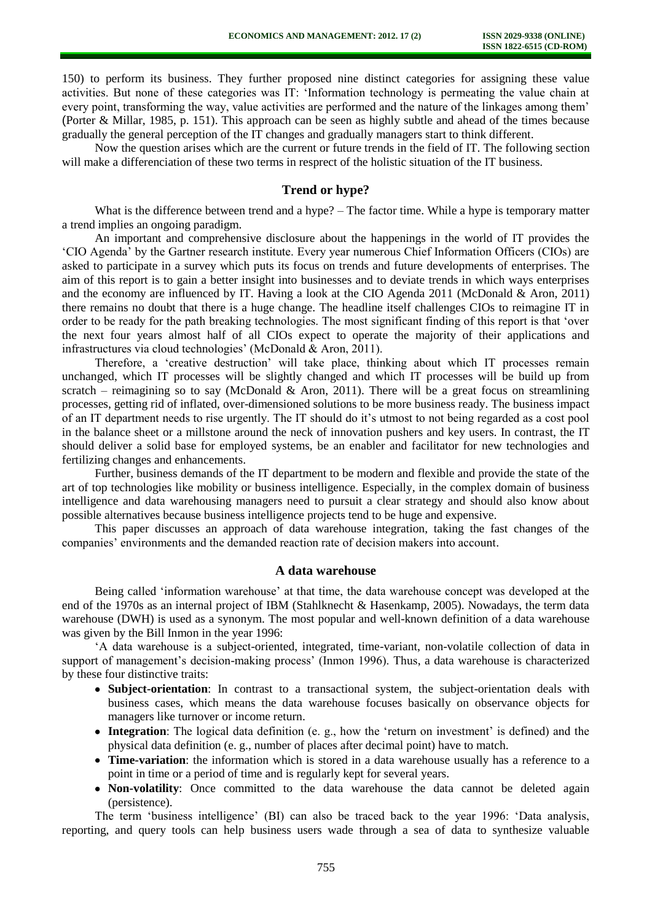150) to perform its business. They further proposed nine distinct categories for assigning these value activities. But none of these categories was IT: 'Information technology is permeating the value chain at every point, transforming the way, value activities are performed and the nature of the linkages among them' (Porter & Millar, 1985, p. 151). This approach can be seen as highly subtle and ahead of the times because gradually the general perception of the IT changes and gradually managers start to think different.

Now the question arises which are the current or future trends in the field of IT. The following section will make a differenciation of these two terms in respect of the holistic situation of the IT business.

## Trend or hype?

What is the difference between trend and a hype? – The factor time. While a hype is temporary matter a trend implies an ongoing paradigm.

An important and comprehensive disclosure about the happenings in the world of IT provides the 'CIO Agenda' by the Gartner research institute. Every year numerous Chief Information Officers (CIOs) are asked to participate in a survey which puts its focus on trends and future developments of enterprises. The aim of this report is to gain a better insight into businesses and to deviate trends in which ways enterprises and the economy are influenced by IT. Having a look at the CIO Agenda 2011 (McDonald & Aron, 2011) there remains no doubt that there is a huge change. The headline itself challenges CIOs to reimagine IT in order to be ready for the path breaking technologies. The most significant finding of this report is that 'over the next four years almost half of all CIOs expect to operate the majority of their applications and infrastructures via cloud technologies' (McDonald & Aron, 2011).

Therefore, a 'creative destruction' will take place, thinking about which IT processes remain unchanged, which IT processes will be slightly changed and which IT processes will be build up from scratch – reimagining so to say (McDonald & Aron, 2011). There will be a great focus on streamlining processes, getting rid of inflated, over-dimensioned solutions to be more business ready. The business impact of an IT department needs to rise urgently. The IT should do it's utmost to not being regarded as a cost pool in the balance sheet or a millstone around the neck of innovation pushers and key users. In contrast, the IT should deliver a solid base for employed systems, be an enabler and facilitator for new technologies and fertilizing changes and enhancements.

Further, business demands of the IT department to be modern and flexible and provide the state of the art of top technologies like mobility or business intelligence. Especially, in the complex domain of business intelligence and data warehousing managers need to pursuit a clear strategy and should also know about possible alternatives because business intelligence projects tend to be huge and expensive.

This paper discusses an approach of data warehouse integration, taking the fast changes of the companies' environments and the demanded reaction rate of decision makers into account.

## A data warehouse

Being called 'information warehouse' at that time, the data warehouse concept was developed at the end of the 1970s as an internal project of IBM (Stahlknecht & Hasenkamp, 2005). Nowadays, the term data warehouse (DWH) is used as a synonym. The most popular and well-known definition of a data warehouse was given by the Bill Inmon in the year 1996:

'A data warehouse is a subject-oriented, integrated, time-variant, non-volatile collection of data in support of management's decision-making process' (Inmon 1996). Thus, a data warehouse is characterized by these four distinctive traits:

- **Subject-orientation**: In contrast to a transactional system, the subject-orientation deals with business cases, which means the data warehouse focuses basically on observance objects for managers like turnover or income return.
- **Integration**: The logical data definition (e. g., how the 'return on investment' is defined) and the physical data definition (e. g., number of places after decimal point) have to match.
- **Time-variation**: the information which is stored in a data warehouse usually has a reference to a point in time or a period of time and is regularly kept for several years.
- **Non-volatility**: Once committed to the data warehouse the data cannot be deleted again (persistence).

The term 'business intelligence' (BI) can also be traced back to the year 1996: 'Data analysis, reporting, and query tools can help business users wade through a sea of data to synthesize valuable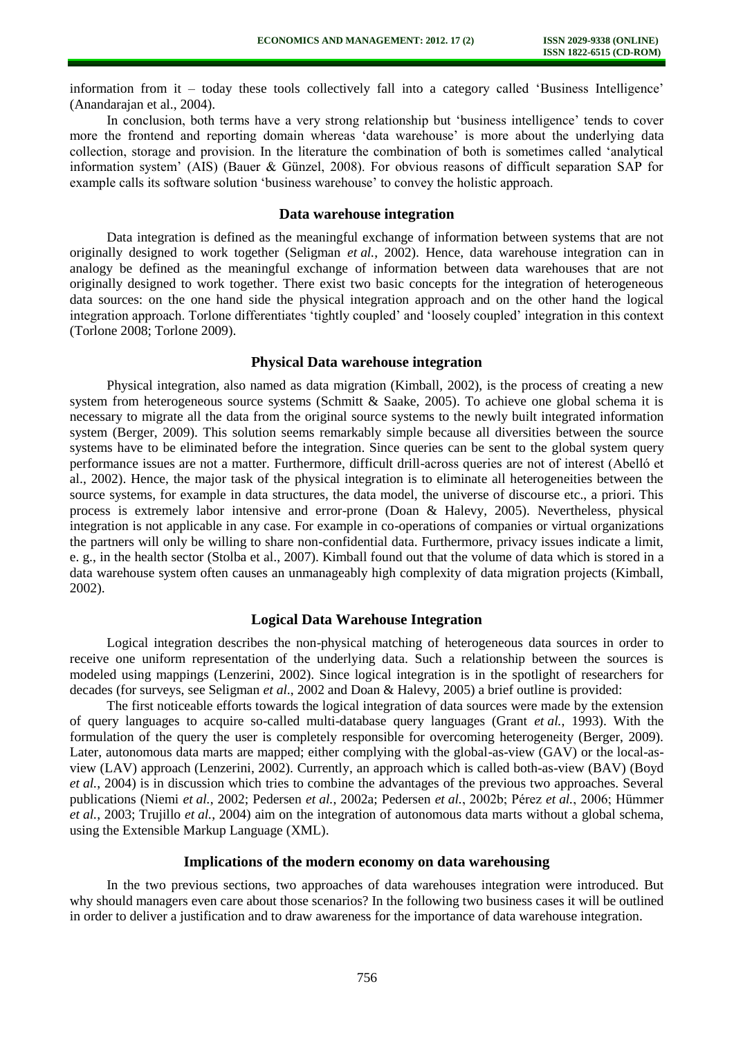information from it – today these tools collectively fall into a category called 'Business Intelligence' (Anandarajan et al., 2004).

In conclusion, both terms have a very strong relationship but 'business intelligence' tends to cover more the frontend and reporting domain whereas 'data warehouse' is more about the underlying data collection, storage and provision. In the literature the combination of both is sometimes called 'analytical information system' (AIS) (Bauer & Günzel, 2008). For obvious reasons of difficult separation SAP for example calls its software solution 'business warehouse' to convey the holistic approach.

## Data warehouse integration

Data integration is defined as the meaningful exchange of information between systems that are not originally designed to work together (Seligman *et al.*, 2002). Hence, data warehouse integration can in analogy be defined as the meaningful exchange of information between data warehouses that are not originally designed to work together. There exist two basic concepts for the integration of heterogeneous data sources: on the one hand side the physical integration approach and on the other hand the logical integration approach. Torlone differentiates 'tightly coupled' and 'loosely coupled' integration in this context (Torlone 2008; Torlone 2009).

## Physical Data warehouse integration

Physical integration, also named as data migration (Kimball, 2002), is the process of creating a new system from heterogeneous source systems (Schmitt & Saake, 2005). To achieve one global schema it is necessary to migrate all the data from the original source systems to the newly built integrated information system (Berger, 2009). This solution seems remarkably simple because all diversities between the source systems have to be eliminated before the integration. Since queries can be sent to the global system query performance issues are not a matter. Furthermore, difficult drill-across queries are not of interest (Abelló et al., 2002). Hence, the major task of the physical integration is to eliminate all heterogeneities between the source systems, for example in data structures, the data model, the universe of discourse etc., a priori. This process is extremely labor intensive and error-prone (Doan & Halevy, 2005). Nevertheless, physical integration is not applicable in any case. For example in co-operations of companies or virtual organizations the partners will only be willing to share non-confidential data. Furthermore, privacy issues indicate a limit, e. g., in the health sector (Stolba et al., 2007). Kimball found out that the volume of data which is stored in a data warehouse system often causes an unmanageably high complexity of data migration projects (Kimball, 2002).

## Logical Data Warehouse Integration

Logical integration describes the non-physical matching of heterogeneous data sources in order to receive one uniform representation of the underlying data. Such a relationship between the sources is modeled using mappings (Lenzerini, 2002). Since logical integration is in the spotlight of researchers for decades (for surveys, see Seligman *et al.*, 2002 and Doan & Halevy, 2005) a brief outline is provided:

The first noticeable efforts towards the logical integration of data sources were made by the extension of query languages to acquire so-called multi-database query languages (Grant *et al.*, 1993). With the formulation of the query the user is completely responsible for overcoming heterogeneity (Berger, 2009). Later, autonomous data marts are mapped; either complying with the global-as-view (GAV) or the local-as-view (LAV) approach (Lenzerini, 2002). Currently, an approach which is called both-as-view (BAV) (Boyd *et al.*, 2004) is in discussion which tries to combine the advantages of the previous two approaches. Several publications (Niemi *et al.*, 2002; Pedersen *et al.*, 2002a; Pedersen *et al.*, 2002b; Pérez *et al.*, 2006; Hümmer *et al.*, 2003; Trujillo *et al.*, 2004) aim on the integration of autonomous data marts without a global schema, using the Extensible Markup Language (XML).

## Implications of the modern economy on data warehousing

In the two previous sections, two approaches of data warehouses integration were introduced. But why should managers even care about those scenarios? In the following two business cases it will be outlined in order to deliver a justification and to draw awareness for the importance of data warehouse integration.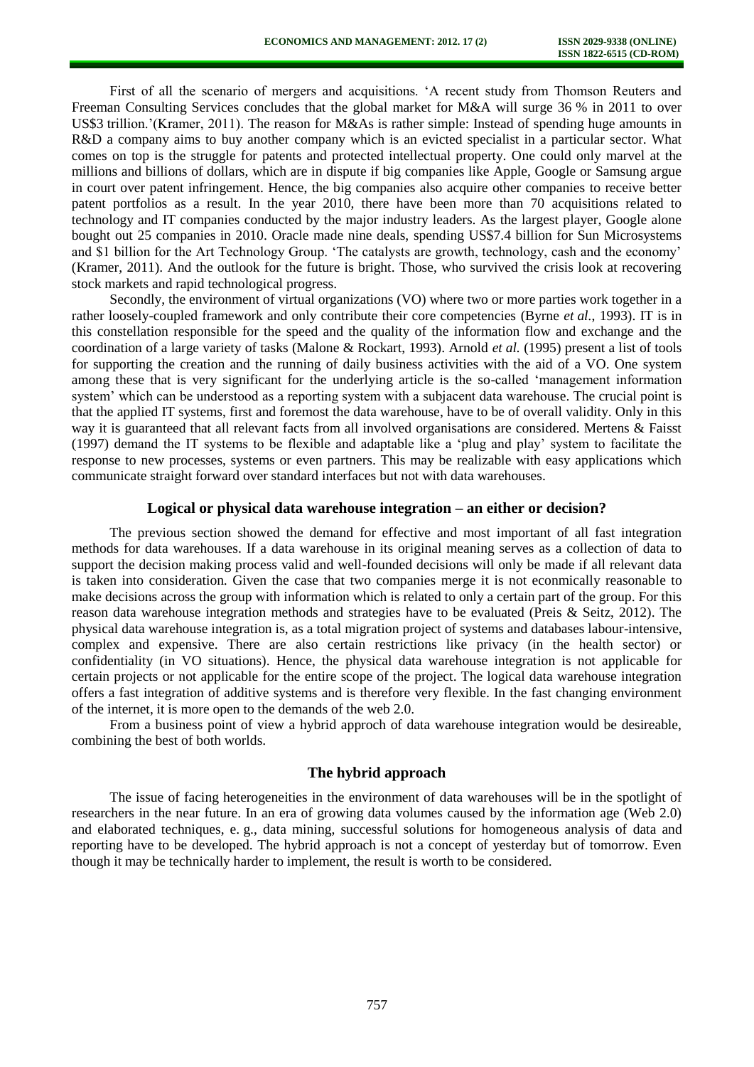First of all the scenario of mergers and acquisitions. 'A recent study from Thomson Reuters and Freeman Consulting Services concludes that the global market for M&A will surge 36 % in 2011 to over US$3 trillion.'(Kramer, 2011). The reason for M&As is rather simple: Instead of spending huge amounts in R&D a company aims to buy another company which is an evicted specialist in a particular sector. What comes on top is the struggle for patents and protected intellectual property. One could only marvel at the millions and billions of dollars, which are in dispute if big companies like Apple, Google or Samsung argue in court over patent infringement. Hence, the big companies also acquire other companies to receive better patent portfolios as a result. In the year 2010, there have been more than 70 acquisitions related to technology and IT companies conducted by the major industry leaders. As the largest player, Google alone bought out 25 companies in 2010. Oracle made nine deals, spending US$7.4 billion for Sun Microsystems and $1 billion for the Art Technology Group. 'The catalysts are growth, technology, cash and the economy' (Kramer, 2011). And the outlook for the future is bright. Those, who survived the crisis look at recovering stock markets and rapid technological progress.

Secondly, the environment of virtual organizations (VO) where two or more parties work together in a rather loosely-coupled framework and only contribute their core competencies (Byrne *et al.*, 1993). IT is in this constellation responsible for the speed and the quality of the information flow and exchange and the coordination of a large variety of tasks (Malone & Rockart, 1993). Arnold *et al.* (1995) present a list of tools for supporting the creation and the running of daily business activities with the aid of a VO. One system among these that is very significant for the underlying article is the so-called 'management information system' which can be understood as a reporting system with a subjacent data warehouse. The crucial point is that the applied IT systems, first and foremost the data warehouse, have to be of overall validity. Only in this way it is guaranteed that all relevant facts from all involved organisations are considered. Mertens & Faisst (1997) demand the IT systems to be flexible and adaptable like a 'plug and play' system to facilitate the response to new processes, systems or even partners. This may be realizable with easy applications which communicate straight forward over standard interfaces but not with data warehouses.

## Logical or physical data warehouse integration – an either or decision?

The previous section showed the demand for effective and most important of all fast integration methods for data warehouses. If a data warehouse in its original meaning serves as a collection of data to support the decision making process valid and well-founded decisions will only be made if all relevant data is taken into consideration. Given the case that two companies merge it is not econmically reasonable to make decisions across the group with information which is related to only a certain part of the group. For this reason data warehouse integration methods and strategies have to be evaluated (Preis & Seitz, 2012). The physical data warehouse integration is, as a total migration project of systems and databases labour-intensive, complex and expensive. There are also certain restrictions like privacy (in the health sector) or confidentiality (in VO situations). Hence, the physical data warehouse integration is not applicable for certain projects or not applicable for the entire scope of the project. The logical data warehouse integration offers a fast integration of additive systems and is therefore very flexible. In the fast changing environment of the internet, it is more open to the demands of the web 2.0.

From a business point of view a hybrid approch of data warehouse integration would be desireable, combining the best of both worlds.

## The hybrid approach

The issue of facing heterogeneities in the environment of data warehouses will be in the spotlight of researchers in the near future. In an era of growing data volumes caused by the information age (Web 2.0) and elaborated techniques, e. g., data mining, successful solutions for homogeneous analysis of data and reporting have to be developed. The hybrid approach is not a concept of yesterday but of tomorrow. Even though it may be technically harder to implement, the result is worth to be considered.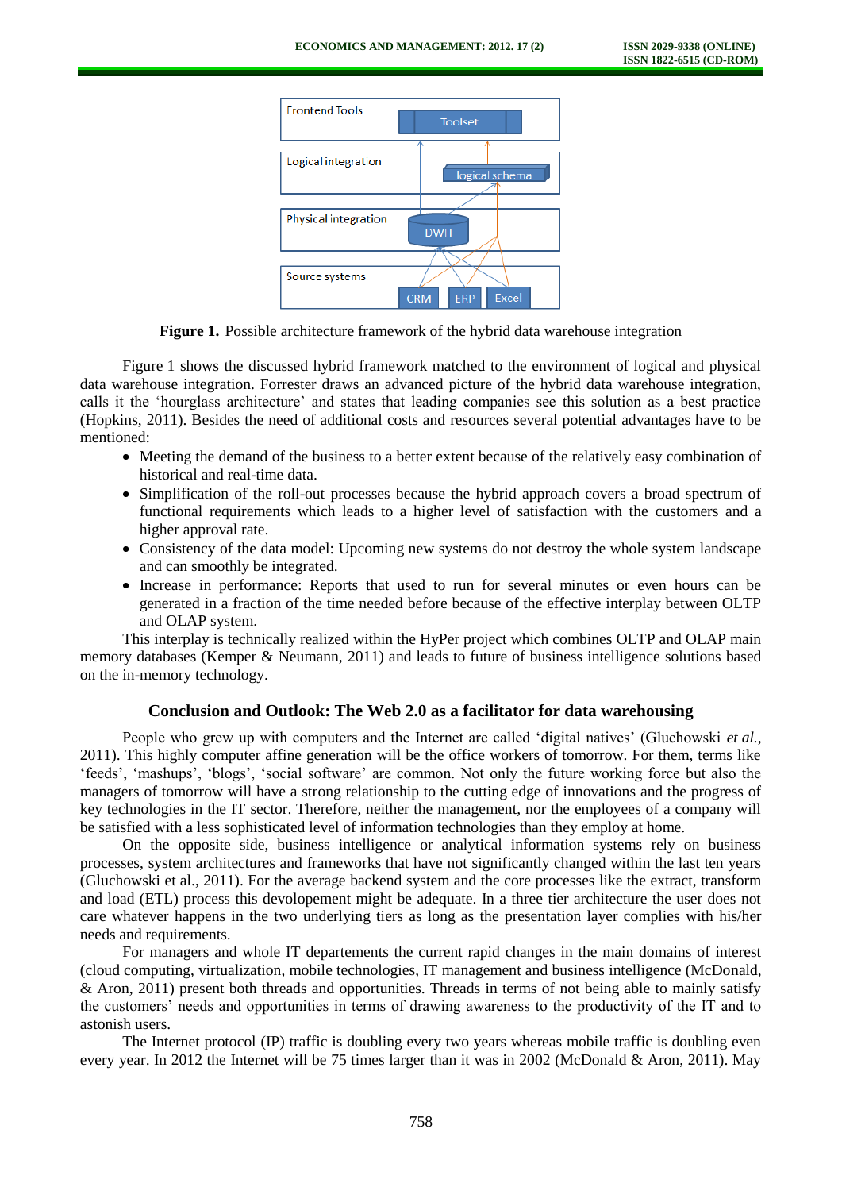**Figure 1.** Possible architecture framework of the hybrid data warehouse integration

Figure 1 shows the discussed hybrid framework matched to the environment of logical and physical data warehouse integration. Forrester draws an advanced picture of the hybrid data warehouse integration, calls it the 'hourglass architecture' and states that leading companies see this solution as a best practice (Hopkins, 2011). Besides the need of additional costs and resources several potential advantages have to be mentioned:

- Meeting the demand of the business to a better extent because of the relatively easy combination of historical and real-time data.
- Simplification of the roll-out processes because the hybrid approach covers a broad spectrum of functional requirements which leads to a higher level of satisfaction with the customers and a higher approval rate.
- Consistency of the data model: Upcoming new systems do not destroy the whole system landscape and can smoothly be integrated.
- Increase in performance: Reports that used to run for several minutes or even hours can be generated in a fraction of the time needed before because of the effective interplay between OLTP and OLAP system.

This interplay is technically realized within the HyPer project which combines OLTP and OLAP main memory databases (Kemper & Neumann, 2011) and leads to future of business intelligence solutions based on the in-memory technology.

## Conclusion and Outlook: The Web 2.0 as a facilitator for data warehousing

People who grew up with computers and the Internet are called 'digital natives' (Gluchowski *et al.*, 2011). This highly computer affine generation will be the office workers of tomorrow. For them, terms like 'feeds', 'mashups', 'blogs', 'social software' are common. Not only the future working force but also the managers of tomorrow will have a strong relationship to the cutting edge of innovations and the progress of key technologies in the IT sector. Therefore, neither the management, nor the employees of a company will be satisfied with a less sophisticated level of information technologies than they employ at home.

On the opposite side, business intelligence or analytical information systems rely on business processes, system architectures and frameworks that have not significantly changed within the last ten years (Gluchowski et al., 2011). For the average backend system and the core processes like the extract, transform and load (ETL) process this devolopement might be adequate. In a three tier architecture the user does not care whatever happens in the two underlying tiers as long as the presentation layer complies with his/her needs and requirements.

For managers and whole IT departements the current rapid changes in the main domains of interest (cloud computing, virtualization, mobile technologies, IT management and business intelligence (McDonald, & Aron, 2011) present both threads and opportunities. Threads in terms of not being able to mainly satisfy the customers' needs and opportunities in terms of drawing awareness to the productivity of the IT and to astonish users.

The Internet protocol (IP) traffic is doubling every two years whereas mobile traffic is doubling even every year. In 2012 the Internet will be 75 times larger than it was in 2002 (McDonald & Aron, 2011). May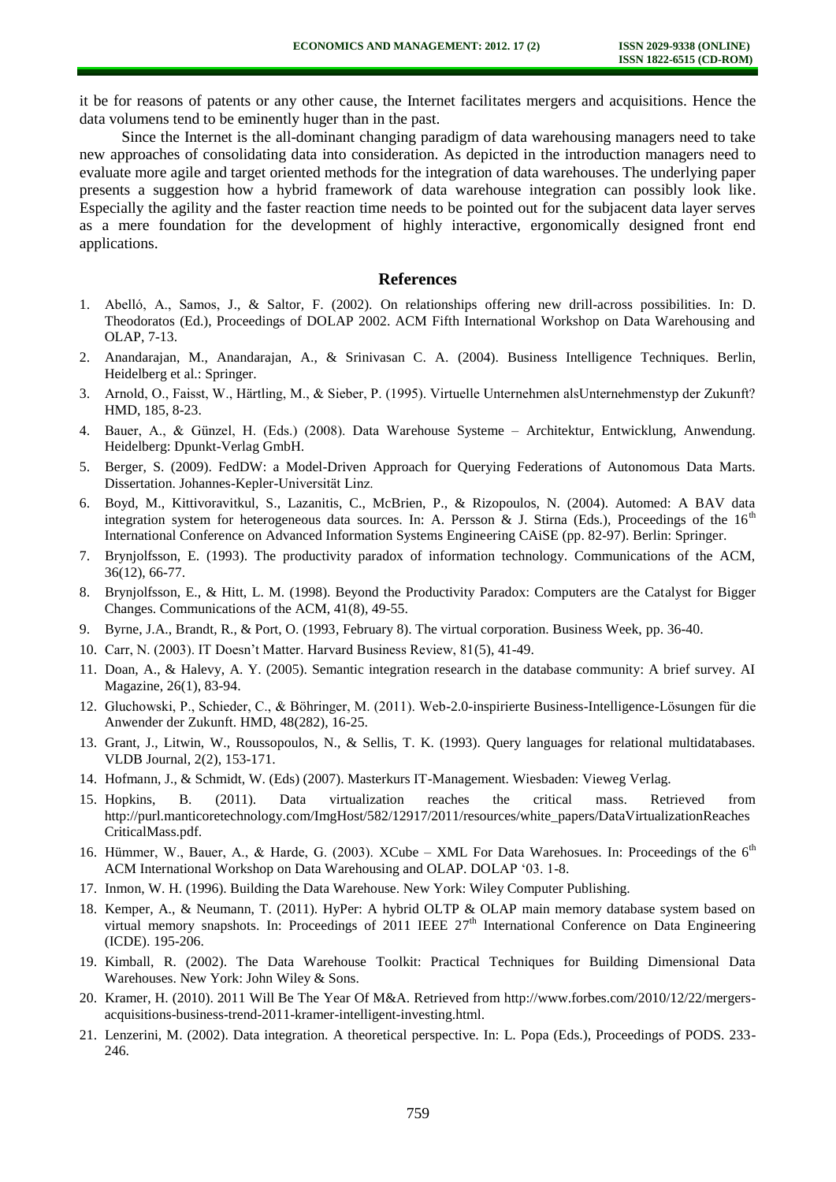it be for reasons of patents or any other cause, the Internet facilitates mergers and acquisitions. Hence the data volumens tend to be eminently huger than in the past.

Since the Internet is the all-dominant changing paradigm of data warehousing managers need to take new approaches of consolidating data into consideration. As depicted in the introduction managers need to evaluate more agile and target oriented methods for the integration of data warehouses. The underlying paper presents a suggestion how a hybrid framework of data warehouse integration can possibly look like. Especially the agility and the faster reaction time needs to be pointed out for the subjacent data layer serves as a mere foundation for the development of highly interactive, ergonomically designed front end applications.

## References

1. Abelló, A., Samos, J., & Saltor, F. (2002). On relationships offering new drill-across possibilities. In: D. Theodoratos (Ed.), Proceedings of DOLAP 2002. ACM Fifth International Workshop on Data Warehousing and OLAP, 7-13.
2. Anandarajan, M., Anandarajan, A., & Srinivasan C. A. (2004). Business Intelligence Techniques. Berlin, Heidelberg et al.: Springer.
3. Arnold, O., Faisst, W., Härtling, M., & Sieber, P. (1995). Virtuelle Unternehmen alsUnternehmenstyp der Zukunft? HMD, 185, 8-23.
4. Bauer, A., & Günzel, H. (Eds.) (2008). Data Warehouse Systeme – Architektur, Entwicklung, Anwendung. Heidelberg: Dpunkt-Verlag GmbH.
5. Berger, S. (2009). FedDW: a Model-Driven Approach for Querying Federations of Autonomous Data Marts. Dissertation. Johannes-Kepler-Universität Linz.
6. Boyd, M., Kittivoravitkul, S., Lazanitis, C., McBrien, P., & Rizopoulos, N. (2004). Automed: A BAV data integration system for heterogeneous data sources. In: A. Persson & J. Stirna (Eds.), Proceedings of the 16th International Conference on Advanced Information Systems Engineering CAiSE (pp. 82-97). Berlin: Springer.
7. Brynjolfsson, E. (1993). The productivity paradox of information technology. Communications of the ACM, 36(12), 66-77.
8. Brynjolfsson, E., & Hitt, L. M. (1998). Beyond the Productivity Paradox: Computers are the Catalyst for Bigger Changes. Communications of the ACM, 41(8), 49-55.
9. Byrne, J.A., Brandt, R., & Port, O. (1993, February 8). The virtual corporation. Business Week, pp. 36-40.
10. Carr, N. (2003). IT Doesn't Matter. Harvard Business Review, 81(5), 41-49.
11. Doan, A., & Halevy, A. Y. (2005). Semantic integration research in the database community: A brief survey. AI Magazine, 26(1), 83-94.
12. Gluchowski, P., Schieder, C., & Böhringer, M. (2011). Web-2.0-inspirierte Business-Intelligence-Lösungen für die Anwender der Zukunft. HMD, 48(282), 16-25.
13. Grant, J., Litwin, W., Roussopoulos, N., & Sellis, T. K. (1993). Query languages for relational multidatabases. VLDB Journal, 2(2), 153-171.
14. Hofmann, J., & Schmidt, W. (Eds) (2007). Masterkurs IT-Management. Wiesbaden: Vieweg Verlag.
15. Hopkins, B. (2011). Data virtualization reaches the critical mass. Retrieved from http://purl.manticoretechnology.com/ImgHost/582/12917/2011/resources/white_papers/DataVirtualizationReachesCriticalMass.pdf.
16. Hümmer, W., Bauer, A., & Harde, G. (2003). XCube – XML For Data Warehosues. In: Proceedings of the 6th ACM International Workshop on Data Warehousing and OLAP. DOLAP '03. 1-8.
17. Inmon, W. H. (1996). Building the Data Warehouse. New York: Wiley Computer Publishing.
18. Kemper, A., & Neumann, T. (2011). HyPer: A hybrid OLTP & OLAP main memory database system based on virtual memory snapshots. In: Proceedings of 2011 IEEE 27th International Conference on Data Engineering (ICDE). 195-206.
19. Kimball, R. (2002). The Data Warehouse Toolkit: Practical Techniques for Building Dimensional Data Warehouses. New York: John Wiley & Sons.
20. Kramer, H. (2010). 2011 Will Be The Year Of M&A. Retrieved from http://www.forbes.com/2010/12/22/mergers-acquisitions-business-trend-2011-kramer-intelligent-investing.html.
21. Lenzerini, M. (2002). Data integration. A theoretical perspective. In: L. Popa (Eds.), Proceedings of PODS. 233-246.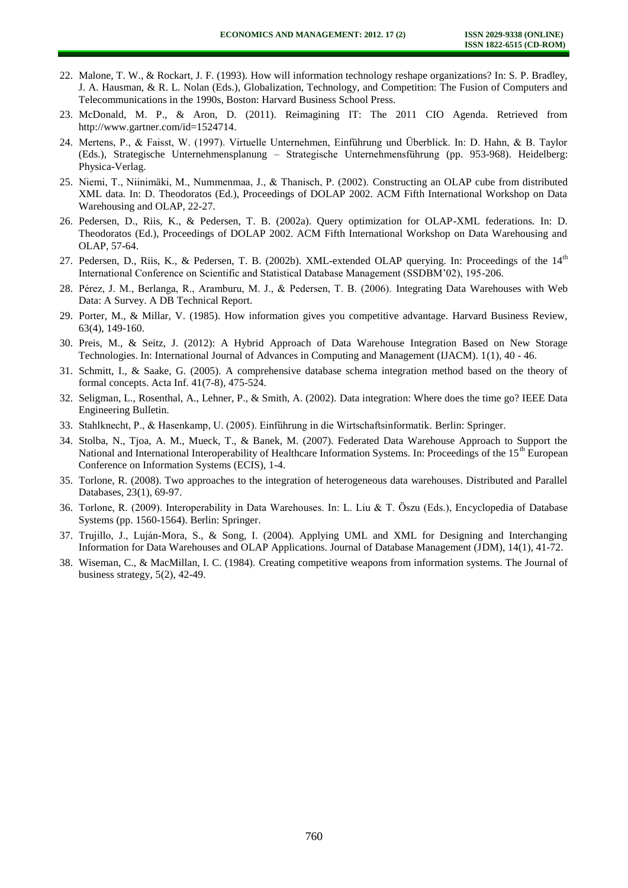22. Malone, T. W., & Rockart, J. F. (1993). How will information technology reshape organizations? In: S. P. Bradley, J. A. Hausman, & R. L. Nolan (Eds.), Globalization, Technology, and Competition: The Fusion of Computers and Telecommunications in the 1990s, Boston: Harvard Business School Press.
23. McDonald, M. P., & Aron, D. (2011). Reimagining IT: The 2011 CIO Agenda. Retrieved from http://www.gartner.com/id=1524714.
24. Mertens, P., & Faisst, W. (1997). Virtuelle Unternehmen, Einführung und Überblick. In: D. Hahn, & B. Taylor (Eds.), Strategische Unternehmensplanung – Strategische Unternehmensführung (pp. 953-968). Heidelberg: Physica-Verlag.
25. Niemi, T., Niinimäki, M., Nummenmaa, J., & Thanisch, P. (2002). Constructing an OLAP cube from distributed XML data. In: D. Theodoratos (Ed.), Proceedings of DOLAP 2002. ACM Fifth International Workshop on Data Warehousing and OLAP, 22-27.
26. Pedersen, D., Riis, K., & Pedersen, T. B. (2002a). Query optimization for OLAP-XML federations. In: D. Theodoratos (Ed.), Proceedings of DOLAP 2002. ACM Fifth International Workshop on Data Warehousing and OLAP, 57-64.
27. Pedersen, D., Riis, K., & Pedersen, T. B. (2002b). XML-extended OLAP querying. In: Proceedings of the 14th International Conference on Scientific and Statistical Database Management (SSDBM'02), 195-206.
28. Pérez, J. M., Berlanga, R., Aramburu, M. J., & Pedersen, T. B. (2006). Integrating Data Warehouses with Web Data: A Survey. A DB Technical Report.
29. Porter, M., & Millar, V. (1985). How information gives you competitive advantage. Harvard Business Review, 63(4), 149-160.
30. Preis, M., & Seitz, J. (2012): A Hybrid Approach of Data Warehouse Integration Based on New Storage Technologies. In: International Journal of Advances in Computing and Management (IJACM). 1(1), 40 - 46.
31. Schmitt, I., & Saake, G. (2005). A comprehensive database schema integration method based on the theory of formal concepts. Acta Inf. 41(7-8), 475-524.
32. Seligman, L., Rosenthal, A., Lehner, P., & Smith, A. (2002). Data integration: Where does the time go? IEEE Data Engineering Bulletin.
33. Stahlknecht, P., & Hasenkamp, U. (2005). Einführung in die Wirtschaftsinformatik. Berlin: Springer.
34. Stolba, N., Tjoa, A. M., Mueck, T., & Banek, M. (2007). Federated Data Warehouse Approach to Support the National and International Interoperability of Healthcare Information Systems. In: Proceedings of the 15th European Conference on Information Systems (ECIS), 1-4.
35. Torlone, R. (2008). Two approaches to the integration of heterogeneous data warehouses. Distributed and Parallel Databases, 23(1), 69-97.
36. Torlone, R. (2009). Interoperability in Data Warehouses. In: L. Liu & T. Öszu (Eds.), Encyclopedia of Database Systems (pp. 1560-1564). Berlin: Springer.
37. Trujillo, J., Luján-Mora, S., & Song, I. (2004). Applying UML and XML for Designing and Interchanging Information for Data Warehouses and OLAP Applications. Journal of Database Management (JDM), 14(1), 41-72.
38. Wiseman, C., & MacMillan, I. C. (1984). Creating competitive weapons from information systems. The Journal of business strategy, 5(2), 42-49.